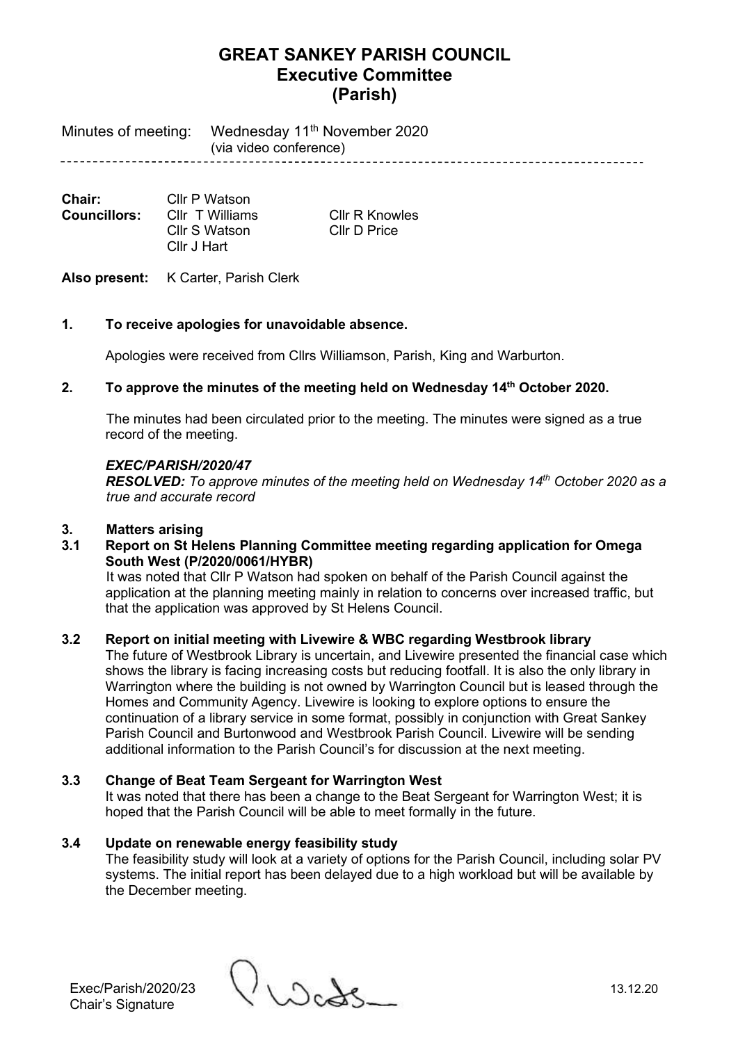# GREAT SANKEY PARISH COUNCIL
## Executive Committee
## (Parish)

Minutes of meeting: Wednesday 11th November 2020
(via video conference)

---

**Chair:** Cllr P Watson
**Councillors:** Cllr T Williams, Cllr R Knowles, Cllr S Watson, Cllr D Price, Cllr J Hart

**Also present:** K Carter, Parish Clerk

### 1. To receive apologies for unavoidable absence.

Apologies were received from Cllrs Williamson, Parish, King and Warburton.

### 2. To approve the minutes of the meeting held on Wednesday 14th October 2020.

The minutes had been circulated prior to the meeting. The minutes were signed as a true record of the meeting.

***EXEC/PARISH/2020/47***
***RESOLVED:*** *To approve minutes of the meeting held on Wednesday 14th October 2020 as a true and accurate record*

### 3. Matters arising

**3.1 Report on St Helens Planning Committee meeting regarding application for Omega South West (P/2020/0061/HYBR)**

It was noted that Cllr P Watson had spoken on behalf of the Parish Council against the application at the planning meeting mainly in relation to concerns over increased traffic, but that the application was approved by St Helens Council.

**3.2 Report on initial meeting with Livewire & WBC regarding Westbrook library**

The future of Westbrook Library is uncertain, and Livewire presented the financial case which shows the library is facing increasing costs but reducing footfall. It is also the only library in Warrington where the building is not owned by Warrington Council but is leased through the Homes and Community Agency. Livewire is looking to explore options to ensure the continuation of a library service in some format, possibly in conjunction with Great Sankey Parish Council and Burtonwood and Westbrook Parish Council. Livewire will be sending additional information to the Parish Council's for discussion at the next meeting.

**3.3 Change of Beat Team Sergeant for Warrington West**

It was noted that there has been a change to the Beat Sergeant for Warrington West; it is hoped that the Parish Council will be able to meet formally in the future.

**3.4 Update on renewable energy feasibility study**

The feasibility study will look at a variety of options for the Parish Council, including solar PV systems. The initial report has been delayed due to a high workload but will be available by the December meeting.

Exec/Parish/2020/23
Chair's Signature 13.12.20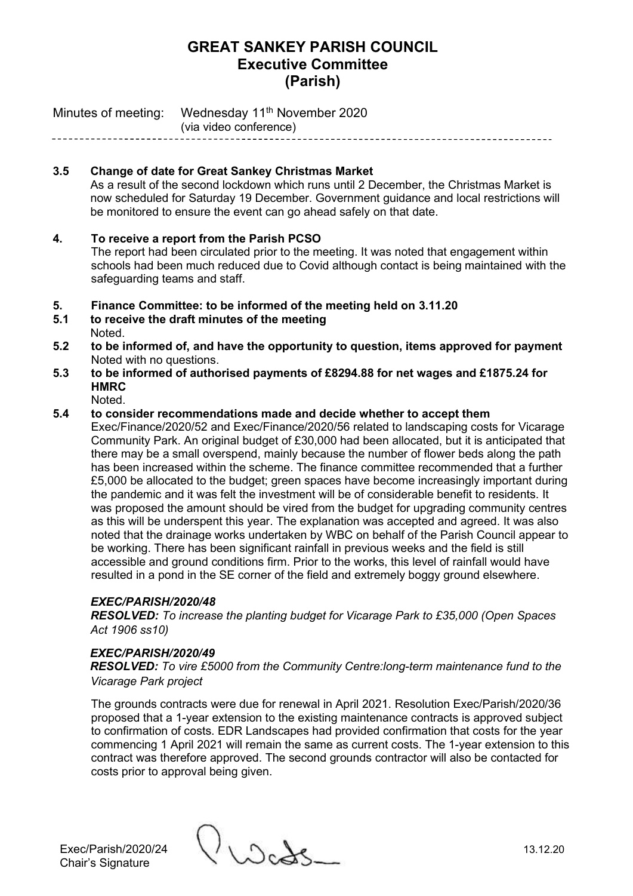# GREAT SANKEY PARISH COUNCIL
## Executive Committee
## (Parish)

Minutes of meeting: Wednesday 11th November 2020
(via video conference)

---

**3.5 Change of date for Great Sankey Christmas Market**

As a result of the second lockdown which runs until 2 December, the Christmas Market is now scheduled for Saturday 19 December. Government guidance and local restrictions will be monitored to ensure the event can go ahead safely on that date.

**4. To receive a report from the Parish PCSO**

The report had been circulated prior to the meeting. It was noted that engagement within schools had been much reduced due to Covid although contact is being maintained with the safeguarding teams and staff.

**5. Finance Committee: to be informed of the meeting held on 3.11.20**

**5.1 to receive the draft minutes of the meeting**

Noted.

**5.2 to be informed of, and have the opportunity to question, items approved for payment**

Noted with no questions.

**5.3 to be informed of authorised payments of £8294.88 for net wages and £1875.24 for HMRC**

Noted.

**5.4 to consider recommendations made and decide whether to accept them**

Exec/Finance/2020/52 and Exec/Finance/2020/56 related to landscaping costs for Vicarage Community Park. An original budget of £30,000 had been allocated, but it is anticipated that there may be a small overspend, mainly because the number of flower beds along the path has been increased within the scheme. The finance committee recommended that a further £5,000 be allocated to the budget; green spaces have become increasingly important during the pandemic and it was felt the investment will be of considerable benefit to residents. It was proposed the amount should be vired from the budget for upgrading community centres as this will be underspent this year. The explanation was accepted and agreed. It was also noted that the drainage works undertaken by WBC on behalf of the Parish Council appear to be working. There has been significant rainfall in previous weeks and the field is still accessible and ground conditions firm. Prior to the works, this level of rainfall would have resulted in a pond in the SE corner of the field and extremely boggy ground elsewhere.

***EXEC/PARISH/2020/48***

***RESOLVED:*** *To increase the planting budget for Vicarage Park to £35,000 (Open Spaces Act 1906 ss10)*

***EXEC/PARISH/2020/49***

***RESOLVED:*** *To vire £5000 from the Community Centre:long-term maintenance fund to the Vicarage Park project*

The grounds contracts were due for renewal in April 2021. Resolution Exec/Parish/2020/36 proposed that a 1-year extension to the existing maintenance contracts is approved subject to confirmation of costs. EDR Landscapes had provided confirmation that costs for the year commencing 1 April 2021 will remain the same as current costs. The 1-year extension to this contract was therefore approved. The second grounds contractor will also be contacted for costs prior to approval being given.

Exec/Parish/2020/24 13.12.20
Chair's Signature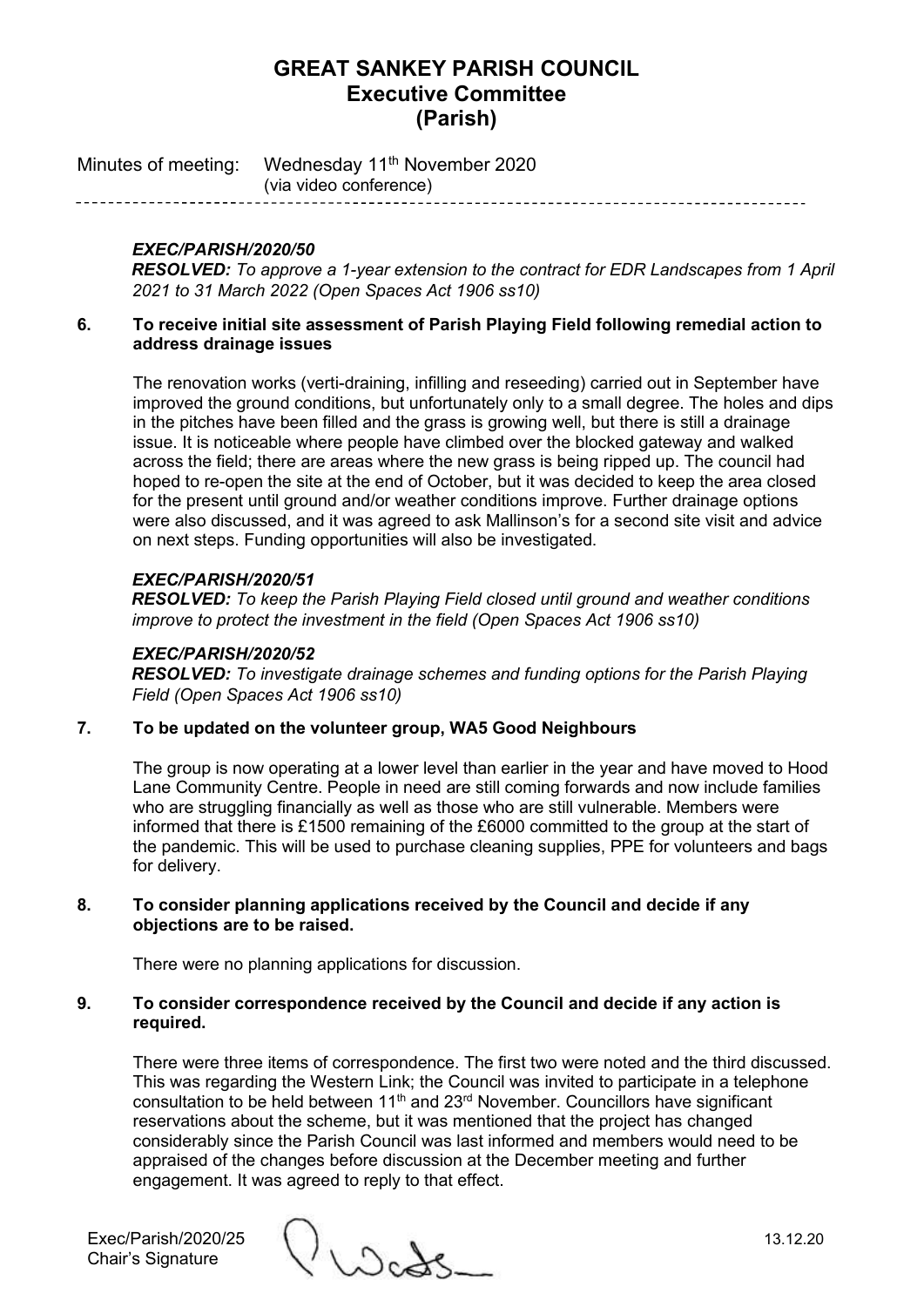# GREAT SANKEY PARISH COUNCIL
## Executive Committee
## (Parish)

Minutes of meeting: Wednesday 11th November 2020
(via video conference)

---

***EXEC/PARISH/2020/50***
***RESOLVED:*** *To approve a 1-year extension to the contract for EDR Landscapes from 1 April 2021 to 31 March 2022 (Open Spaces Act 1906 ss10)*

**6. To receive initial site assessment of Parish Playing Field following remedial action to address drainage issues**

The renovation works (verti-draining, infilling and reseeding) carried out in September have improved the ground conditions, but unfortunately only to a small degree. The holes and dips in the pitches have been filled and the grass is growing well, but there is still a drainage issue. It is noticeable where people have climbed over the blocked gateway and walked across the field; there are areas where the new grass is being ripped up. The council had hoped to re-open the site at the end of October, but it was decided to keep the area closed for the present until ground and/or weather conditions improve. Further drainage options were also discussed, and it was agreed to ask Mallinson's for a second site visit and advice on next steps. Funding opportunities will also be investigated.

***EXEC/PARISH/2020/51***
***RESOLVED:*** *To keep the Parish Playing Field closed until ground and weather conditions improve to protect the investment in the field (Open Spaces Act 1906 ss10)*

***EXEC/PARISH/2020/52***
***RESOLVED:*** *To investigate drainage schemes and funding options for the Parish Playing Field (Open Spaces Act 1906 ss10)*

**7. To be updated on the volunteer group, WA5 Good Neighbours**

The group is now operating at a lower level than earlier in the year and have moved to Hood Lane Community Centre. People in need are still coming forwards and now include families who are struggling financially as well as those who are still vulnerable. Members were informed that there is £1500 remaining of the £6000 committed to the group at the start of the pandemic. This will be used to purchase cleaning supplies, PPE for volunteers and bags for delivery.

**8. To consider planning applications received by the Council and decide if any objections are to be raised.**

There were no planning applications for discussion.

**9. To consider correspondence received by the Council and decide if any action is required.**

There were three items of correspondence. The first two were noted and the third discussed. This was regarding the Western Link; the Council was invited to participate in a telephone consultation to be held between 11th and 23rd November. Councillors have significant reservations about the scheme, but it was mentioned that the project has changed considerably since the Parish Council was last informed and members would need to be appraised of the changes before discussion at the December meeting and further engagement. It was agreed to reply to that effect.

Exec/Parish/2020/25 13.12.20
Chair's Signature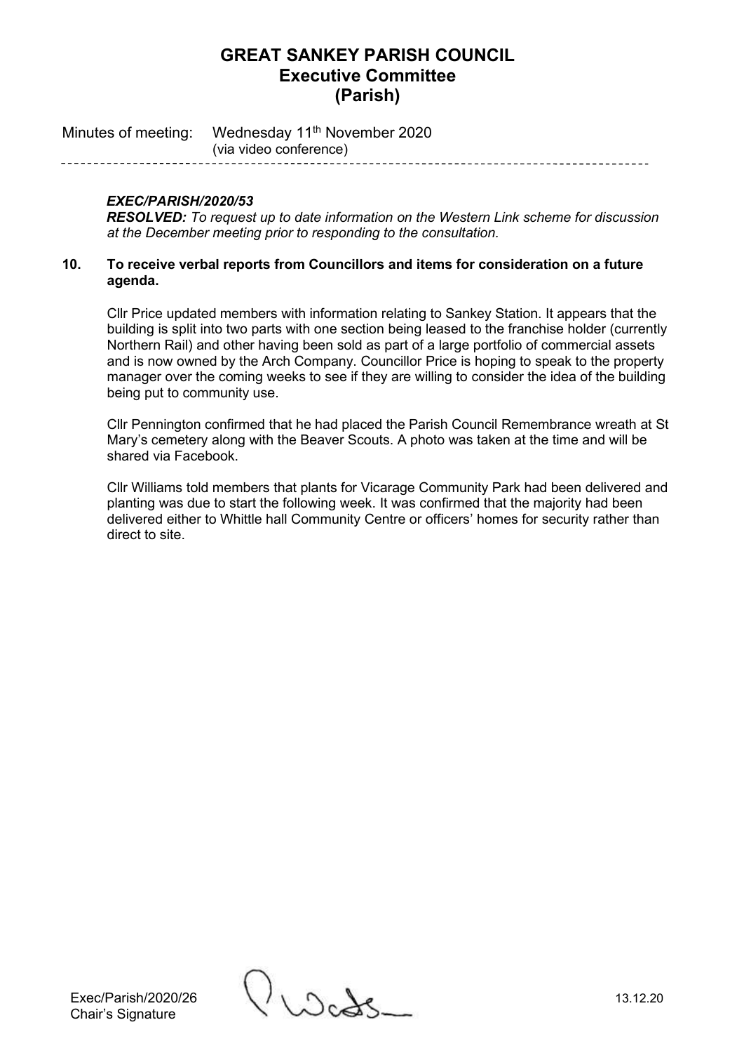# GREAT SANKEY PARISH COUNCIL
## Executive Committee
## (Parish)

Minutes of meeting: Wednesday 11th November 2020
(via video conference)

***EXEC/PARISH/2020/53***
***RESOLVED:*** *To request up to date information on the Western Link scheme for discussion at the December meeting prior to responding to the consultation.*

**10. To receive verbal reports from Councillors and items for consideration on a future agenda.**

Cllr Price updated members with information relating to Sankey Station. It appears that the building is split into two parts with one section being leased to the franchise holder (currently Northern Rail) and other having been sold as part of a large portfolio of commercial assets and is now owned by the Arch Company. Councillor Price is hoping to speak to the property manager over the coming weeks to see if they are willing to consider the idea of the building being put to community use.

Cllr Pennington confirmed that he had placed the Parish Council Remembrance wreath at St Mary's cemetery along with the Beaver Scouts. A photo was taken at the time and will be shared via Facebook.

Cllr Williams told members that plants for Vicarage Community Park had been delivered and planting was due to start the following week. It was confirmed that the majority had been delivered either to Whittle hall Community Centre or officers' homes for security rather than direct to site.

Exec/Parish/2020/26
Chair's Signature

13.12.20